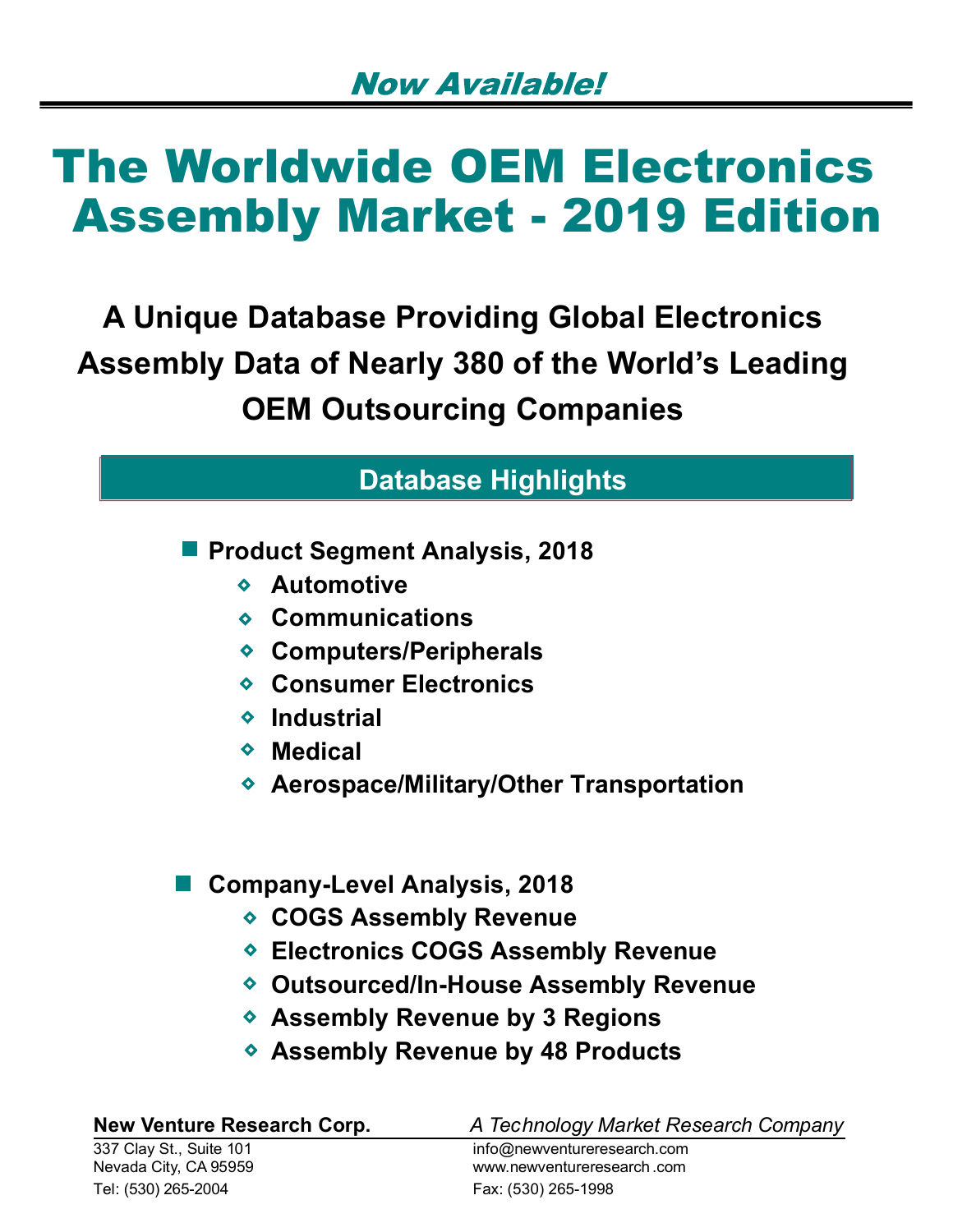*Now Available!*

# The Worldwide OEM Electronics Assembly Market - 2019 Edition

## A Unique Database Providing Global Electronics Assembly Data of Nearly 380 of the World's Leading OEM Outsourcing Companies

### Database Highlights

- **Product Segment Analysis, 2018**
  - Automotive
  - Communications
  - Computers/Peripherals
  - Consumer Electronics
  - Industrial
  - Medical
  - Aerospace/Military/Other Transportation

- **Company-Level Analysis, 2018**
  - COGS Assembly Revenue
  - Electronics COGS Assembly Revenue
  - Outsourced/In-House Assembly Revenue
  - Assembly Revenue by 3 Regions
  - Assembly Revenue by 48 Products

**New Venture Research Corp.** *A Technology Market Research Company*

337 Clay St., Suite 101
Nevada City, CA 95959
Tel: (530) 265-2004

info@newventureresearch.com
www.newventureresearch .com
Fax: (530) 265-1998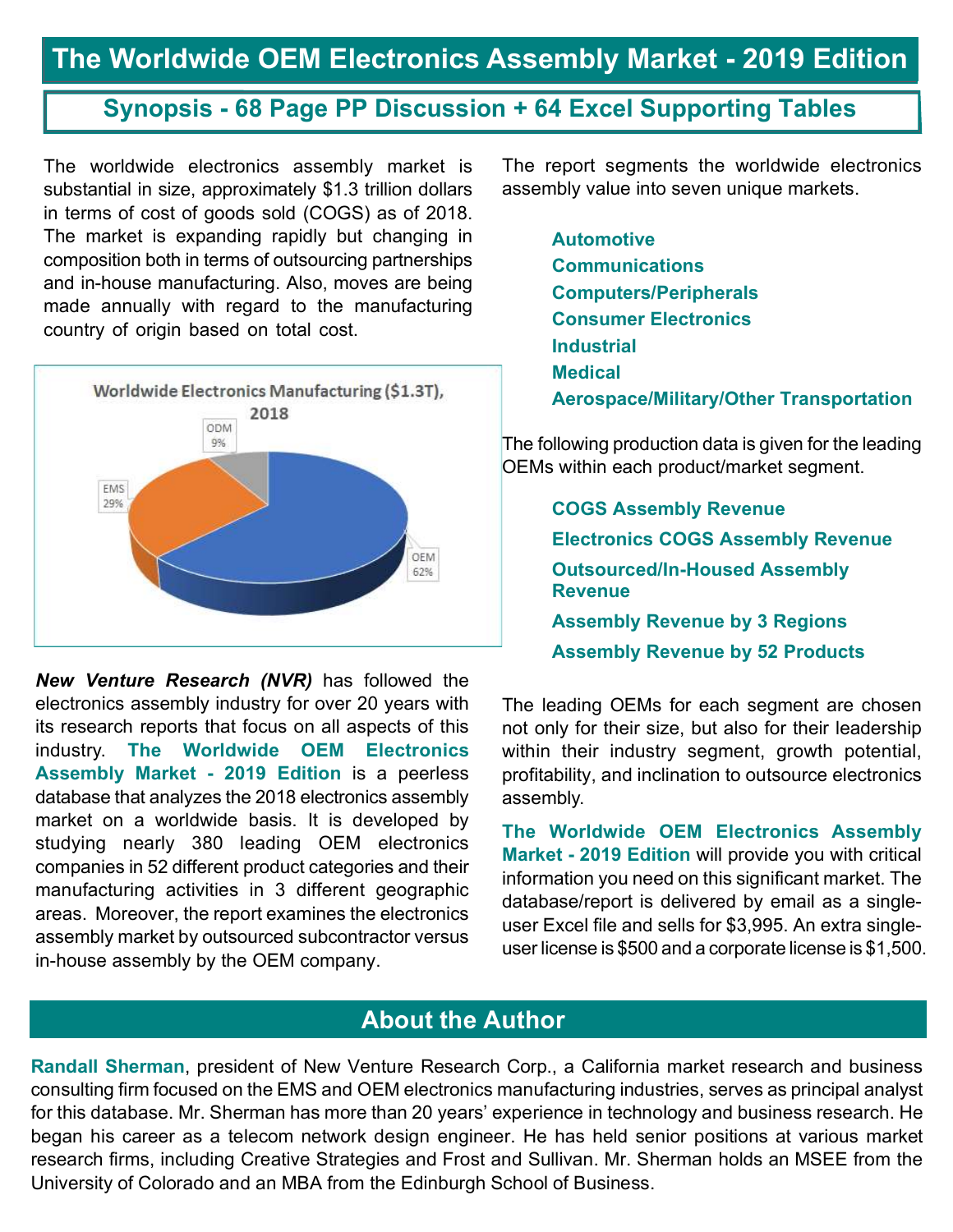# The Worldwide OEM Electronics Assembly Market - 2019 Edition

## Synopsis - 68 Page PP Discussion + 64 Excel Supporting Tables

The worldwide electronics assembly market is substantial in size, approximately $1.3 trillion dollars in terms of cost of goods sold (COGS) as of 2018. The market is expanding rapidly but changing in composition both in terms of outsourcing partnerships and in-house manufacturing. Also, moves are being made annually with regard to the manufacturing country of origin based on total cost.

Worldwide Electronics Manufacturing ($1.3T), 2018

- ODM 9%
- EMS 29%
- OEM 62%

***New Venture Research (NVR)*** has followed the electronics assembly industry for over 20 years with its research reports that focus on all aspects of this industry. **The Worldwide OEM Electronics Assembly Market - 2019 Edition** is a peerless database that analyzes the 2018 electronics assembly market on a worldwide basis. It is developed by studying nearly 380 leading OEM electronics companies in 52 different product categories and their manufacturing activities in 3 different geographic areas. Moreover, the report examines the electronics assembly market by outsourced subcontractor versus in-house assembly by the OEM company.

The report segments the worldwide electronics assembly value into seven unique markets.

- **Automotive**
- **Communications**
- **Computers/Peripherals**
- **Consumer Electronics**
- **Industrial**
- **Medical**
- **Aerospace/Military/Other Transportation**

The following production data is given for the leading OEMs within each product/market segment.

- **COGS Assembly Revenue**
- **Electronics COGS Assembly Revenue**
- **Outsourced/In-Housed Assembly Revenue**
- **Assembly Revenue by 3 Regions**
- **Assembly Revenue by 52 Products**

The leading OEMs for each segment are chosen not only for their size, but also for their leadership within their industry segment, growth potential, profitability, and inclination to outsource electronics assembly.

**The Worldwide OEM Electronics Assembly Market - 2019 Edition** will provide you with critical information you need on this significant market. The database/report is delivered by email as a single-user Excel file and sells for $3,995. An extra single-user license is $500 and a corporate license is $1,500.

## About the Author

**Randall Sherman**, president of New Venture Research Corp., a California market research and business consulting firm focused on the EMS and OEM electronics manufacturing industries, serves as principal analyst for this database. Mr. Sherman has more than 20 years' experience in technology and business research. He began his career as a telecom network design engineer. He has held senior positions at various market research firms, including Creative Strategies and Frost and Sullivan. Mr. Sherman holds an MSEE from the University of Colorado and an MBA from the Edinburgh School of Business.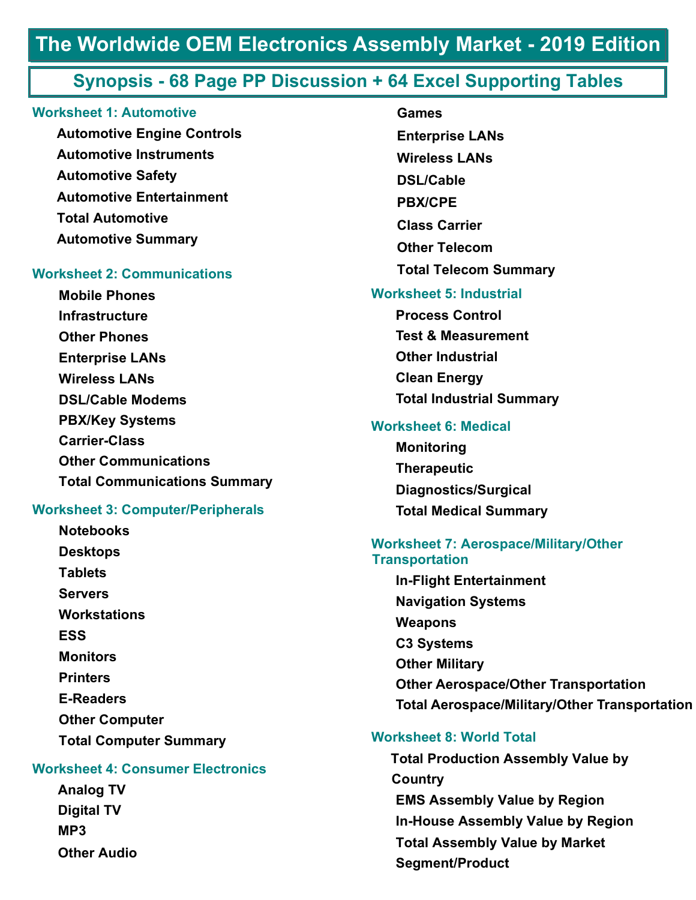# The Worldwide OEM Electronics Assembly Market - 2019 Edition

## Synopsis - 68 Page PP Discussion + 64 Excel Supporting Tables

### Worksheet 1: Automotive

- Automotive Engine Controls
- Automotive Instruments
- Automotive Safety
- Automotive Entertainment
- Total Automotive
- Automotive Summary

### Worksheet 2: Communications

- Mobile Phones
- Infrastructure
- Other Phones
- Enterprise LANs
- Wireless LANs
- DSL/Cable Modems
- PBX/Key Systems
- Carrier-Class
- Other Communications
- Total Communications Summary

### Worksheet 3: Computer/Peripherals

- Notebooks
- Desktops
- Tablets
- Servers
- Workstations
- ESS
- Monitors
- Printers
- E-Readers
- Other Computer
- Total Computer Summary

### Worksheet 4: Consumer Electronics

- Analog TV
- Digital TV
- MP3
- Other Audio
- Games
- Enterprise LANs
- Wireless LANs
- DSL/Cable
- PBX/CPE
- Class Carrier
- Other Telecom
- Total Telecom Summary

### Worksheet 5: Industrial

- Process Control
- Test & Measurement
- Other Industrial
- Clean Energy
- Total Industrial Summary

### Worksheet 6: Medical

- Monitoring
- Therapeutic
- Diagnostics/Surgical
- Total Medical Summary

### Worksheet 7: Aerospace/Military/Other Transportation

- In-Flight Entertainment
- Navigation Systems
- Weapons
- C3 Systems
- Other Military
- Other Aerospace/Other Transportation
- Total Aerospace/Military/Other Transportation

### Worksheet 8: World Total

- Total Production Assembly Value by Country
- EMS Assembly Value by Region
- In-House Assembly Value by Region
- Total Assembly Value by Market Segment/Product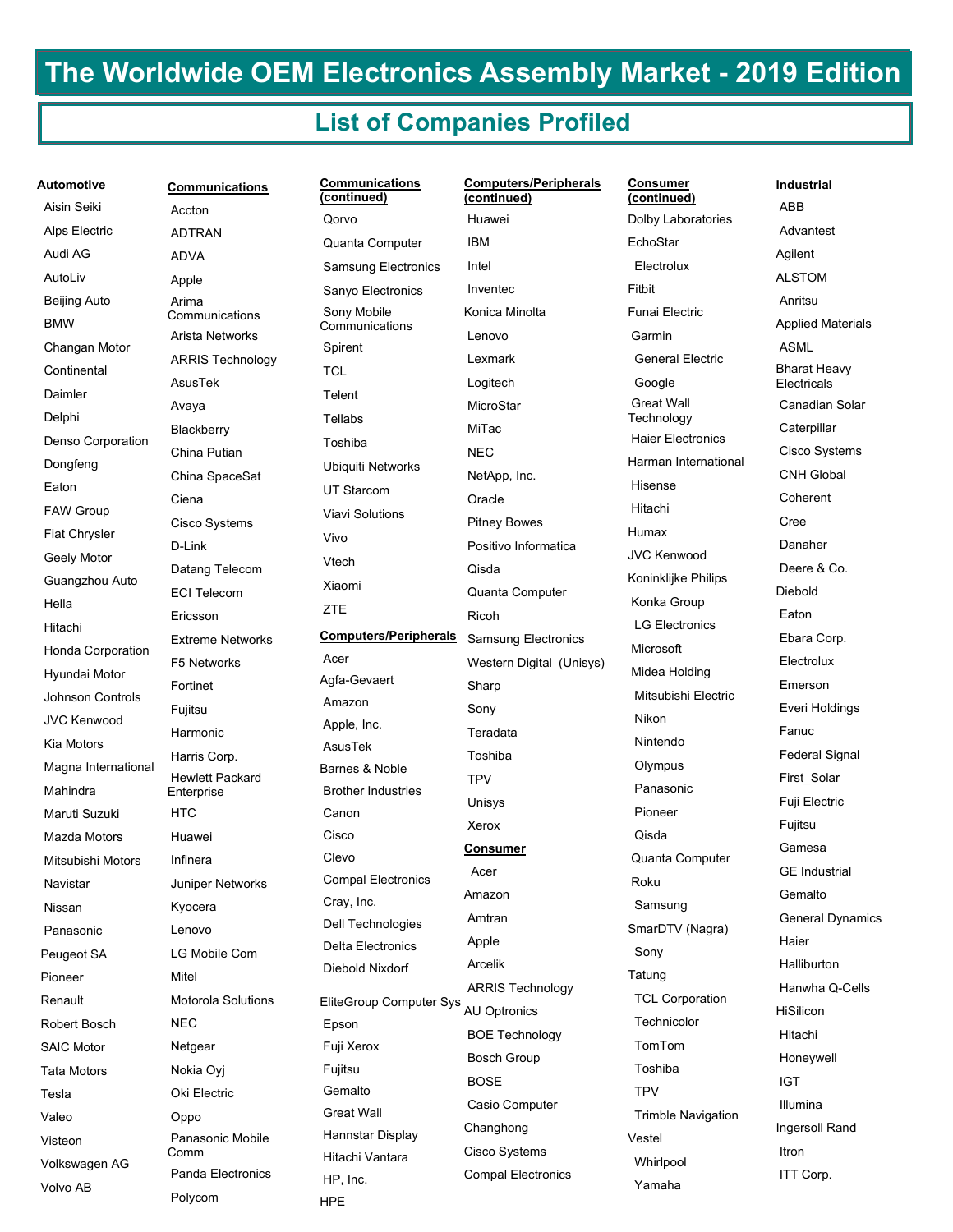# The Worldwide OEM Electronics Assembly Market - 2019 Edition

## List of Companies Profiled

**Automotive**

- Aisin Seiki
- Alps Electric
- Audi AG
- AutoLiv
- Beijing Auto
- BMW
- Changan Motor
- Continental
- Daimler
- Delphi
- Denso Corporation
- Dongfeng
- Eaton
- FAW Group
- Fiat Chrysler
- Geely Motor
- Guangzhou Auto
- Hella
- Hitachi
- Honda Corporation
- Hyundai Motor
- Johnson Controls
- JVC Kenwood
- Kia Motors
- Magna International
- Mahindra
- Maruti Suzuki
- Mazda Motors
- Mitsubishi Motors
- Navistar
- Nissan
- Panasonic
- Peugeot SA
- Pioneer
- Renault
- Robert Bosch
- SAIC Motor
- Tata Motors
- Tesla
- Valeo
- Visteon
- Volkswagen AG
- Volvo AB

**Communications**

- Accton
- ADTRAN
- ADVA
- Apple
- Arima Communications
- Arista Networks
- ARRIS Technology
- AsusTek
- Avaya
- Blackberry
- China Putian
- China SpaceSat
- Ciena
- Cisco Systems
- D-Link
- Datang Telecom
- ECI Telecom
- Ericsson
- Extreme Networks
- F5 Networks
- Fortinet
- Fujitsu
- Harmonic
- Harris Corp.
- Hewlett Packard Enterprise
- HTC
- Huawei
- Infinera
- Juniper Networks
- Kyocera
- Lenovo
- LG Mobile Com
- Mitel
- Motorola Solutions
- NEC
- Netgear
- Nokia Oyj
- Oki Electric
- Oppo
- Panasonic Mobile Comm
- Panda Electronics
- Polycom

**Communications (continued)**

- Qorvo
- Quanta Computer
- Samsung Electronics
- Sanyo Electronics
- Sony Mobile Communications
- Spirent
- TCL
- Telent
- Tellabs
- Toshiba
- Ubiquiti Networks
- UT Starcom
- Viavi Solutions
- Vivo
- Vtech
- Xiaomi
- ZTE

**Computers/Peripherals**

- Acer
- Agfa-Gevaert
- Amazon
- Apple, Inc.
- AsusTek
- Barnes & Noble
- Brother Industries
- Canon
- Cisco
- Clevo
- Compal Electronics
- Cray, Inc.
- Dell Technologies
- Delta Electronics
- Diebold Nixdorf
- EliteGroup Computer Sys
- Epson
- Fuji Xerox
- Fujitsu
- Gemalto
- Great Wall
- Hannstar Display
- Hitachi Vantara
- HP, Inc.
- HPE

**Computers/Peripherals (continued)**

- Huawei
- IBM
- Intel
- Inventec
- Konica Minolta
- Lenovo
- Lexmark
- Logitech
- MicroStar
- MiTac
- NEC
- NetApp, Inc.
- Oracle
- Pitney Bowes
- Positivo Informatica
- Qisda
- Quanta Computer
- Ricoh
- Samsung Electronics
- Western Digital (Unisys)
- Sharp
- Sony
- Teradata
- Toshiba
- TPV
- Unisys
- Xerox

**Consumer**

- Acer
- Amazon
- Amtran
- Apple
- Arcelik
- ARRIS Technology
- AU Optronics
- BOE Technology
- Bosch Group
- BOSE
- Casio Computer
- Changhong
- Cisco Systems
- Compal Electronics

**Consumer (continued)**

- Dolby Laboratories
- EchoStar
- Electrolux
- Fitbit
- Funai Electric
- Garmin
- General Electric
- Google
- Great Wall Technology
- Haier Electronics
- Harman International
- Hisense
- Hitachi
- Humax
- JVC Kenwood
- Koninklijke Philips
- Konka Group
- LG Electronics
- Microsoft
- Midea Holding
- Mitsubishi Electric
- Nikon
- Nintendo
- Olympus
- Panasonic
- Pioneer
- Qisda
- Quanta Computer
- Roku
- Samsung
- SmarDTV (Nagra)
- Sony
- Tatung
- TCL Corporation
- Technicolor
- TomTom
- Toshiba
- TPV
- Trimble Navigation
- Vestel
- Whirlpool
- Yamaha

**Industrial**

- ABB
- Advantest
- Agilent
- ALSTOM
- Anritsu
- Applied Materials
- ASML
- Bharat Heavy Electricals
- Canadian Solar
- Caterpillar
- Cisco Systems
- CNH Global
- Coherent
- Cree
- Danaher
- Deere & Co.
- Diebold
- Eaton
- Ebara Corp.
- Electrolux
- Emerson
- Everi Holdings
- Fanuc
- Federal Signal
- First_Solar
- Fuji Electric
- Fujitsu
- Gamesa
- GE Industrial
- Gemalto
- General Dynamics
- Haier
- Halliburton
- Hanwha Q-Cells
- HiSilicon
- Hitachi
- Honeywell
- IGT
- Illumina
- Ingersoll Rand
- Itron
- ITT Corp.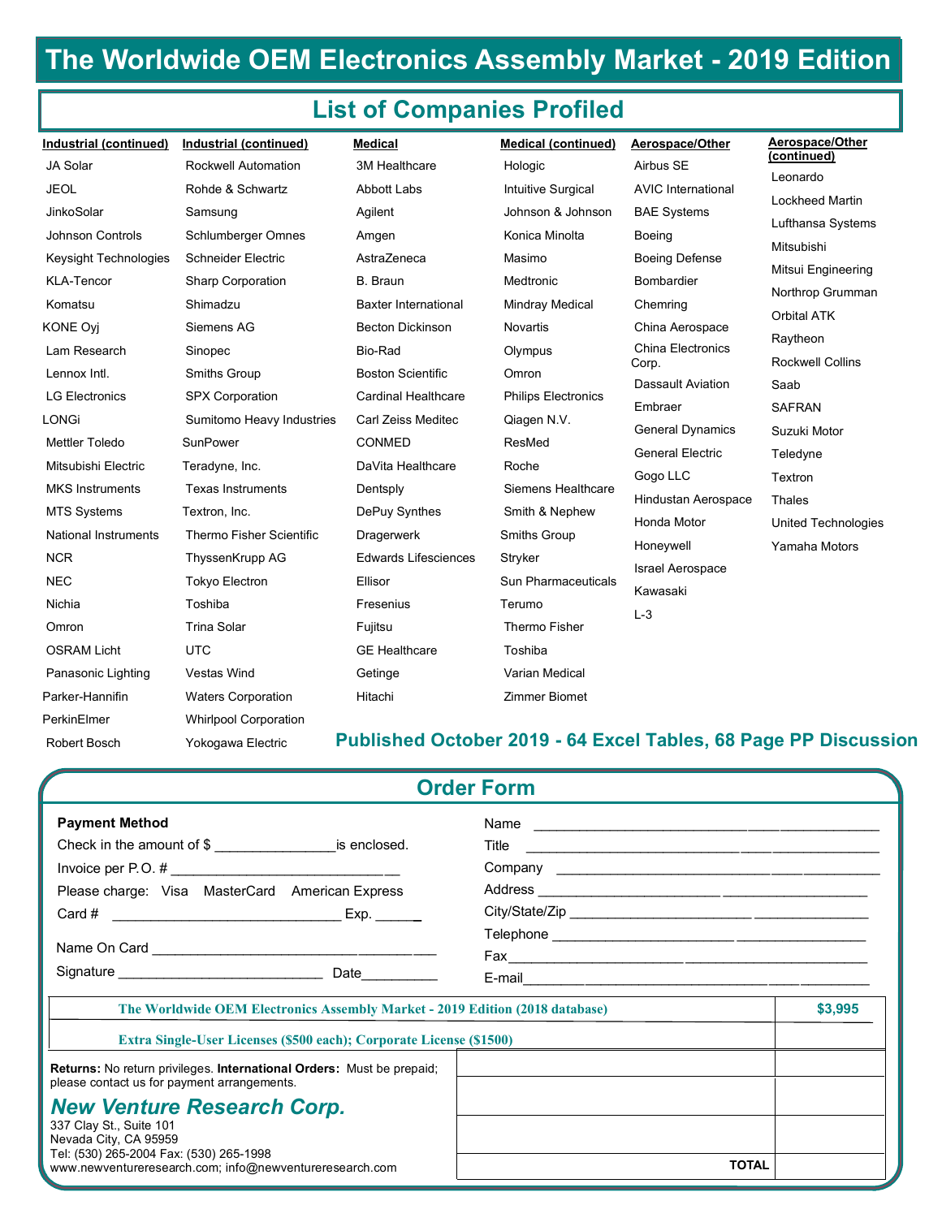# The Worldwide OEM Electronics Assembly Market - 2019 Edition

## List of Companies Profiled

**Industrial (continued)**

- JA Solar
- JEOL
- JinkoSolar
- Johnson Controls
- Keysight Technologies
- KLA-Tencor
- Komatsu
- KONE Oyj
- Lam Research
- Lennox Intl.
- LG Electronics
- LONGi
- Mettler Toledo
- Mitsubishi Electric
- MKS Instruments
- MTS Systems
- National Instruments
- NCR
- NEC
- Nichia
- Omron
- OSRAM Licht
- Panasonic Lighting
- Parker-Hannifin
- PerkinElmer
- Robert Bosch

**Industrial (continued)**

- Rockwell Automation
- Rohde & Schwartz
- Samsung
- Schlumberger Omnes
- Schneider Electric
- Sharp Corporation
- Shimadzu
- Siemens AG
- Sinopec
- Smiths Group
- SPX Corporation
- Sumitomo Heavy Industries
- SunPower
- Teradyne, Inc.
- Texas Instruments
- Textron, Inc.
- Thermo Fisher Scientific
- ThyssenKrupp AG
- Tokyo Electron
- Toshiba
- Trina Solar
- UTC
- Vestas Wind
- Waters Corporation
- Whirlpool Corporation
- Yokogawa Electric

**Medical**

- 3M Healthcare
- Abbott Labs
- Agilent
- Amgen
- AstraZeneca
- B. Braun
- Baxter International
- Becton Dickinson
- Bio-Rad
- Boston Scientific
- Cardinal Healthcare
- Carl Zeiss Meditec
- CONMED
- DaVita Healthcare
- Dentsply
- DePuy Synthes
- Dragerwerk
- Edwards Lifesciences
- Ellisor
- Fresenius
- Fujitsu
- GE Healthcare
- Getinge
- Hitachi

**Medical (continued)**

- Hologic
- Intuitive Surgical
- Johnson & Johnson
- Konica Minolta
- Masimo
- Medtronic
- Mindray Medical
- Novartis
- Olympus
- Omron
- Philips Electronics
- Qiagen N.V.
- ResMed
- Roche
- Siemens Healthcare
- Smith & Nephew
- Smiths Group
- Stryker
- Sun Pharmaceuticals
- Terumo
- Thermo Fisher
- Toshiba
- Varian Medical
- Zimmer Biomet

**Aerospace/Other**

- Airbus SE
- AVIC International
- BAE Systems
- Boeing
- Boeing Defense
- Bombardier
- Chemring
- China Aerospace
- China Electronics Corp.
- Dassault Aviation
- Embraer
- General Dynamics
- General Electric
- Gogo LLC
- Hindustan Aerospace
- Honda Motor
- Honeywell
- Israel Aerospace
- Kawasaki
- L-3

**Aerospace/Other (continued)**

- Leonardo
- Lockheed Martin
- Lufthansa Systems
- Mitsubishi
- Mitsui Engineering
- Northrop Grumman
- Orbital ATK
- Raytheon
- Rockwell Collins
- Saab
- SAFRAN
- Suzuki Motor
- Teledyne
- Textron
- Thales
- United Technologies
- Yamaha Motors

**Published October 2019 - 64 Excel Tables, 68 Page PP Discussion**

## Order Form

**Payment Method**

Check in the amount of $ ________________is enclosed.

Invoice per P.O. # ______________________________

Please charge: Visa MasterCard American Express

Card # ______________________________ Exp. ______

Name On Card ____________________________________

Signature ___________________________ Date__________

Name ____________________________________________

Title _____________________________________________

Company _________________________________________

Address __________________________________________

City/State/Zip _____________________________________

Telephone ________________________________________

Fax______________________________________________

E-mail____________________________________________

| | |
|---|---|
| The Worldwide OEM Electronics Assembly Market - 2019 Edition (2018 database) | $3,995 |
| Extra Single-User Licenses ($500 each); Corporate License ($1500) | |
| | |
| | |
| | |
| TOTAL | |

**Returns:** No return privileges. **International Orders:** Must be prepaid; please contact us for payment arrangements.

***New Venture Research Corp.***

337 Clay St., Suite 101
Nevada City, CA 95959
Tel: (530) 265-2004 Fax: (530) 265-1998
www.newventureresearch.com; info@newventureresearch.com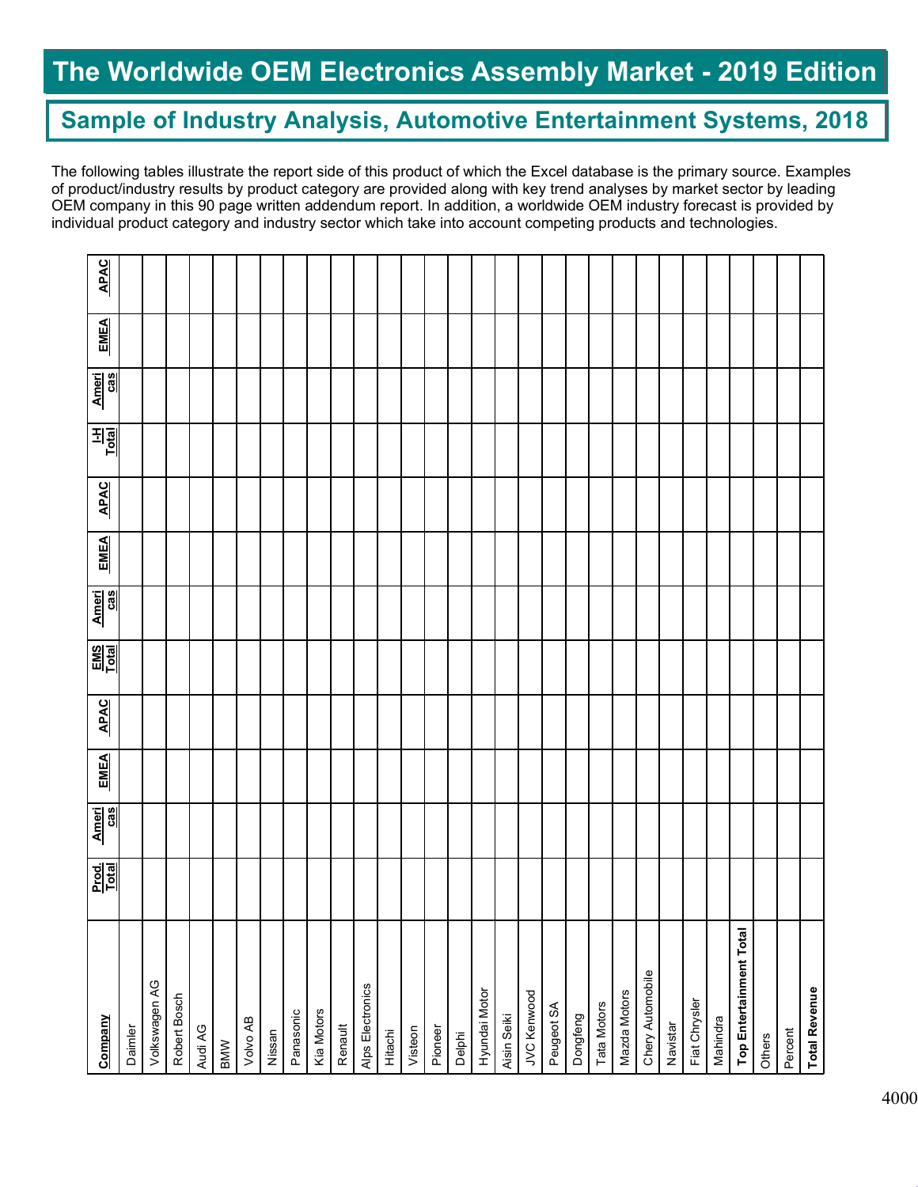# The Worldwide OEM Electronics Assembly Market - 2019 Edition

## Sample of Industry Analysis, Automotive Entertainment Systems, 2018

The following tables illustrate the report side of this product of which the Excel database is the primary source. Examples of product/industry results by product category are provided along with key trend analyses by market sector by leading OEM company in this 90 page written addendum report. In addition, a worldwide OEM industry forecast is provided by individual product category and industry sector which take into account competing products and technologies.

| Company | Prod. Total | Americas | EMEA | APAC | EMS Total | Americas | EMEA | APAC | I-H Total | Americas | EMEA | APAC |
|---|---|---|---|---|---|---|---|---|---|---|---|---|
| Daimler | | | | | | | | | | | | |
| Volkswagen AG | | | | | | | | | | | | |
| Robert Bosch | | | | | | | | | | | | |
| Audi AG | | | | | | | | | | | | |
| BMW | | | | | | | | | | | | |
| Volvo AB | | | | | | | | | | | | |
| Nissan | | | | | | | | | | | | |
| Panasonic | | | | | | | | | | | | |
| Kia Motors | | | | | | | | | | | | |
| Renault | | | | | | | | | | | | |
| Alps Electronics | | | | | | | | | | | | |
| Hitachi | | | | | | | | | | | | |
| Visteon | | | | | | | | | | | | |
| Pioneer | | | | | | | | | | | | |
| Delphi | | | | | | | | | | | | |
| Hyundai Motor | | | | | | | | | | | | |
| Aisin Seiki | | | | | | | | | | | | |
| JVC Kenwood | | | | | | | | | | | | |
| Peugeot SA | | | | | | | | | | | | |
| Dongfeng | | | | | | | | | | | | |
| Tata Motors | | | | | | | | | | | | |
| Mazda Motors | | | | | | | | | | | | |
| Chery Automobile | | | | | | | | | | | | |
| Navistar | | | | | | | | | | | | |
| Fiat Chrysler | | | | | | | | | | | | |
| Mahindra | | | | | | | | | | | | |
| **Top Entertainment Total** | | | | | | | | | | | | |
| Others | | | | | | | | | | | | |
| Percent | | | | | | | | | | | | |
| **Total Revenue** | | | | | | | | | | | | |

4000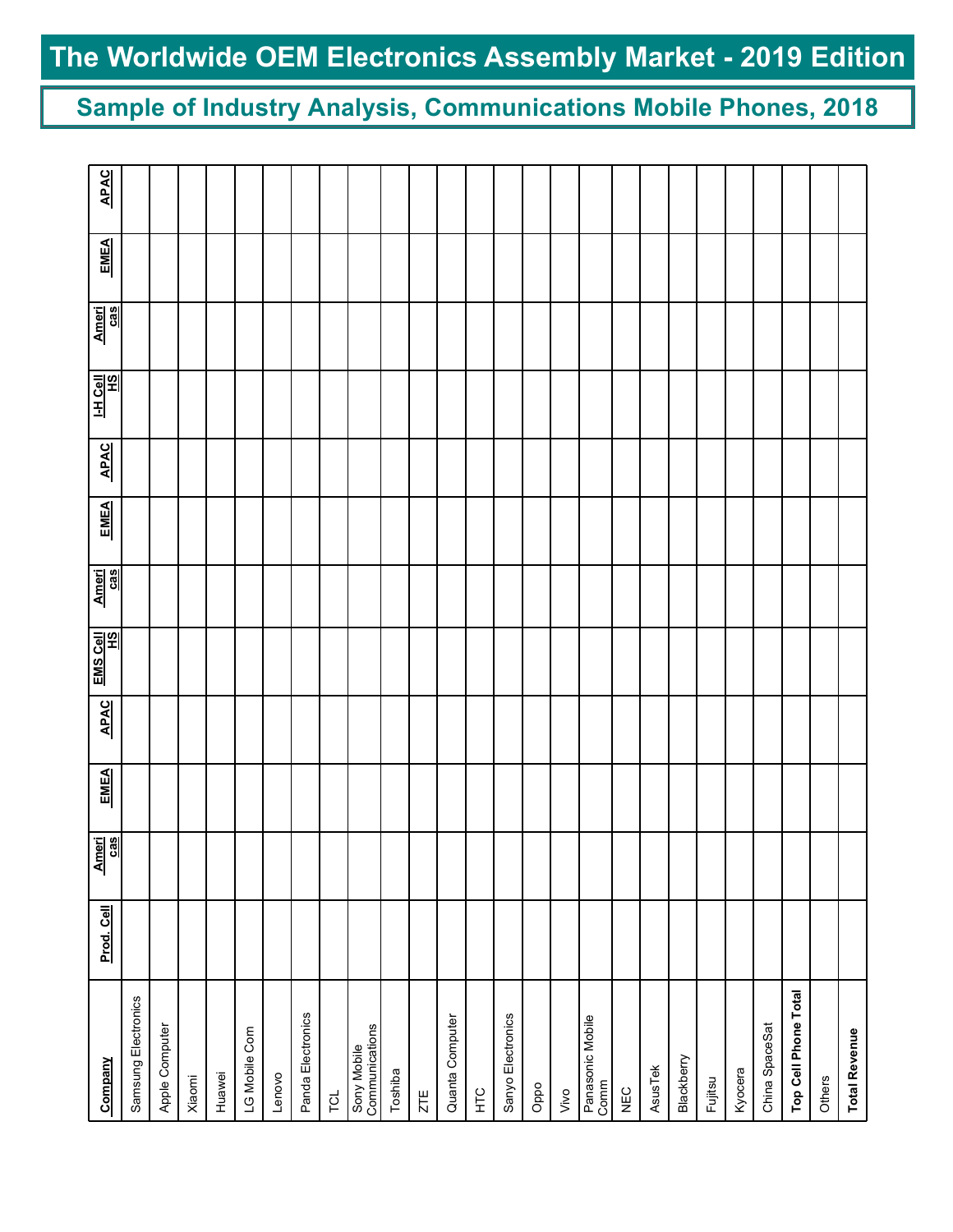# The Worldwide OEM Electronics Assembly Market - 2019 Edition

## Sample of Industry Analysis, Communications Mobile Phones, 2018

| Company | Prod. Cell | Americas | EMEA | APAC | EMS Cell HS | Americas | EMEA | APAC | I-H Cell HS | Americas | EMEA | APAC |
|---|---|---|---|---|---|---|---|---|---|---|---|---|
| Samsung Electronics | | | | | | | | | | | | |
| Apple Computer | | | | | | | | | | | | |
| Xiaomi | | | | | | | | | | | | |
| Huawei | | | | | | | | | | | | |
| LG Mobile Com | | | | | | | | | | | | |
| Lenovo | | | | | | | | | | | | |
| Panda Electronics | | | | | | | | | | | | |
| TCL | | | | | | | | | | | | |
| Sony Mobile Communications | | | | | | | | | | | | |
| Toshiba | | | | | | | | | | | | |
| ZTE | | | | | | | | | | | | |
| Quanta Computer | | | | | | | | | | | | |
| HTC | | | | | | | | | | | | |
| Sanyo Electronics | | | | | | | | | | | | |
| Oppo | | | | | | | | | | | | |
| Vivo | | | | | | | | | | | | |
| Panasonic Mobile Comm | | | | | | | | | | | | |
| NEC | | | | | | | | | | | | |
| AsusTek | | | | | | | | | | | | |
| Blackberry | | | | | | | | | | | | |
| Fujitsu | | | | | | | | | | | | |
| Kyocera | | | | | | | | | | | | |
| China SpaceSat | | | | | | | | | | | | |
| **Top Cell Phone Total** | | | | | | | | | | | | |
| Others | | | | | | | | | | | | |
| **Total Revenue** | | | | | | | | | | | | |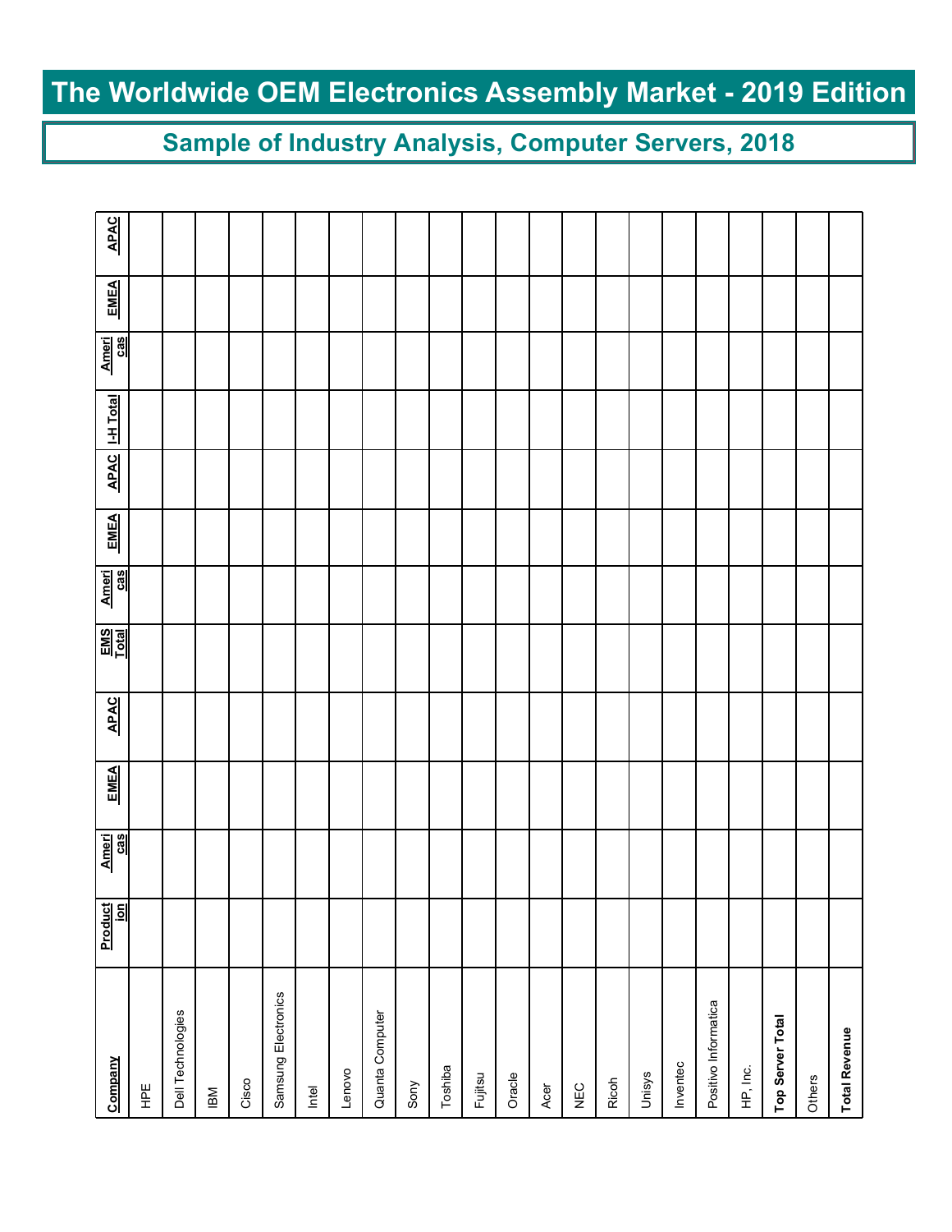# The Worldwide OEM Electronics Assembly Market - 2019 Edition

## Sample of Industry Analysis, Computer Servers, 2018

| Company | Production | Americas | EMEA | APAC | EMS Total | Americas | EMEA | APAC | I-H Total | Americas | EMEA | APAC |
|---|---|---|---|---|---|---|---|---|---|---|---|---|
| HPE | | | | | | | | | | | | |
| Dell Technologies | | | | | | | | | | | | |
| IBM | | | | | | | | | | | | |
| Cisco | | | | | | | | | | | | |
| Samsung Electronics | | | | | | | | | | | | |
| Intel | | | | | | | | | | | | |
| Lenovo | | | | | | | | | | | | |
| Quanta Computer | | | | | | | | | | | | |
| Sony | | | | | | | | | | | | |
| Toshiba | | | | | | | | | | | | |
| Fujitsu | | | | | | | | | | | | |
| Oracle | | | | | | | | | | | | |
| Acer | | | | | | | | | | | | |
| NEC | | | | | | | | | | | | |
| Ricoh | | | | | | | | | | | | |
| Unisys | | | | | | | | | | | | |
| Inventec | | | | | | | | | | | | |
| Positivo Informatica | | | | | | | | | | | | |
| HP, Inc. | | | | | | | | | | | | |
| **Top Server Total** | | | | | | | | | | | | |
| Others | | | | | | | | | | | | |
| **Total Revenue** | | | | | | | | | | | | |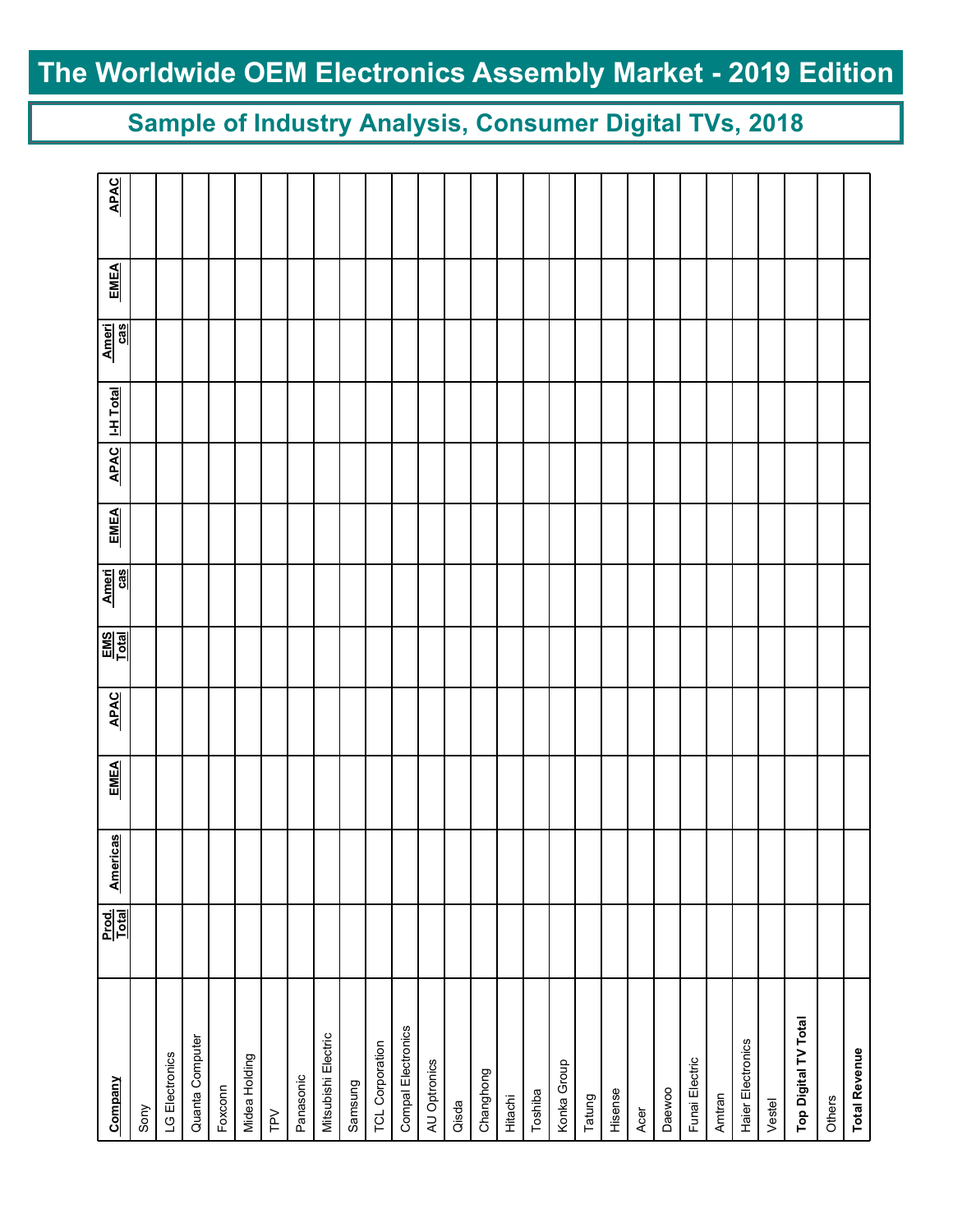# The Worldwide OEM Electronics Assembly Market - 2019 Edition

## Sample of Industry Analysis, Consumer Digital TVs, 2018

| Company | Prod. Total | Americas | EMEA | APAC | EMS Total | Americas | EMEA | APAC | I-H Total | Americas | EMEA | APAC |
|---|---|---|---|---|---|---|---|---|---|---|---|---|
| Sony | | | | | | | | | | | | |
| LG Electronics | | | | | | | | | | | | |
| Quanta Computer | | | | | | | | | | | | |
| Foxconn | | | | | | | | | | | | |
| Midea Holding | | | | | | | | | | | | |
| TPV | | | | | | | | | | | | |
| Panasonic | | | | | | | | | | | | |
| Mitsubishi Electric | | | | | | | | | | | | |
| Samsung | | | | | | | | | | | | |
| TCL Corporation | | | | | | | | | | | | |
| Compal Electronics | | | | | | | | | | | | |
| AU Optronics | | | | | | | | | | | | |
| Qisda | | | | | | | | | | | | |
| Changhong | | | | | | | | | | | | |
| Hitachi | | | | | | | | | | | | |
| Toshiba | | | | | | | | | | | | |
| Konka Group | | | | | | | | | | | | |
| Tatung | | | | | | | | | | | | |
| Hisense | | | | | | | | | | | | |
| Acer | | | | | | | | | | | | |
| Daewoo | | | | | | | | | | | | |
| Funai Electric | | | | | | | | | | | | |
| Amtran | | | | | | | | | | | | |
| Haier Electronics | | | | | | | | | | | | |
| Vestel | | | | | | | | | | | | |
| **Top Digital TV Total** | | | | | | | | | | | | |
| Others | | | | | | | | | | | | |
| **Total Revenue** | | | | | | | | | | | | |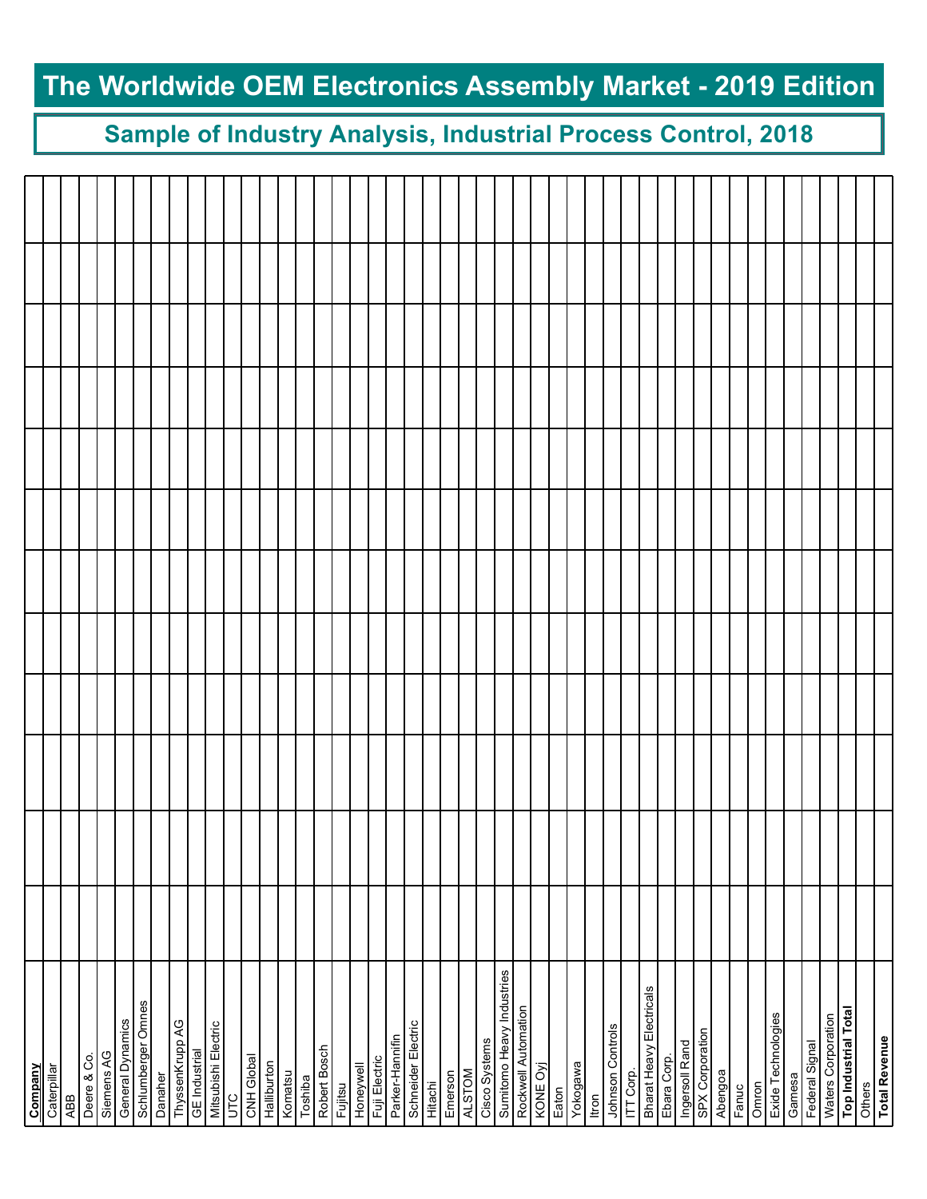# The Worldwide OEM Electronics Assembly Market - 2019 Edition

## Sample of Industry Analysis, Industrial Process Control, 2018

| **Company** | | | | | | | | | | | | |
|---|---|---|---|---|---|---|---|---|---|---|---|---|
| Caterpillar | | | | | | | | | | | | |
| ABB | | | | | | | | | | | | |
| Deere & Co. | | | | | | | | | | | | |
| Siemens AG | | | | | | | | | | | | |
| General Dynamics | | | | | | | | | | | | |
| Schlumberger Omnes | | | | | | | | | | | | |
| Danaher | | | | | | | | | | | | |
| ThyssenKrupp AG | | | | | | | | | | | | |
| GE Industrial | | | | | | | | | | | | |
| Mitsubishi Electric | | | | | | | | | | | | |
| UTC | | | | | | | | | | | | |
| CNH Global | | | | | | | | | | | | |
| Halliburton | | | | | | | | | | | | |
| Komatsu | | | | | | | | | | | | |
| Toshiba | | | | | | | | | | | | |
| Robert Bosch | | | | | | | | | | | | |
| Fujitsu | | | | | | | | | | | | |
| Honeywell | | | | | | | | | | | | |
| Fuji Electric | | | | | | | | | | | | |
| Parker-Hannifin | | | | | | | | | | | | |
| Schneider Electric | | | | | | | | | | | | |
| Hitachi | | | | | | | | | | | | |
| Emerson | | | | | | | | | | | | |
| ALSTOM | | | | | | | | | | | | |
| Cisco Systems | | | | | | | | | | | | |
| Sumitomo Heavy Industries | | | | | | | | | | | | |
| Rockwell Automation | | | | | | | | | | | | |
| KONE Oyj | | | | | | | | | | | | |
| Eaton | | | | | | | | | | | | |
| Yokogawa | | | | | | | | | | | | |
| Itron | | | | | | | | | | | | |
| Johnson Controls | | | | | | | | | | | | |
| ITT Corp. | | | | | | | | | | | | |
| Bharat Heavy Electricals | | | | | | | | | | | | |
| Ebara Corp. | | | | | | | | | | | | |
| Ingersoll Rand | | | | | | | | | | | | |
| SPX Corporation | | | | | | | | | | | | |
| Abengoa | | | | | | | | | | | | |
| Fanuc | | | | | | | | | | | | |
| Omron | | | | | | | | | | | | |
| Exide Technologies | | | | | | | | | | | | |
| Gamesa | | | | | | | | | | | | |
| Federal Signal | | | | | | | | | | | | |
| Waters Corporation | | | | | | | | | | | | |
| **Top Industrial Total** | | | | | | | | | | | | |
| Others | | | | | | | | | | | | |
| **Total Revenue** | | | | | | | | | | | | |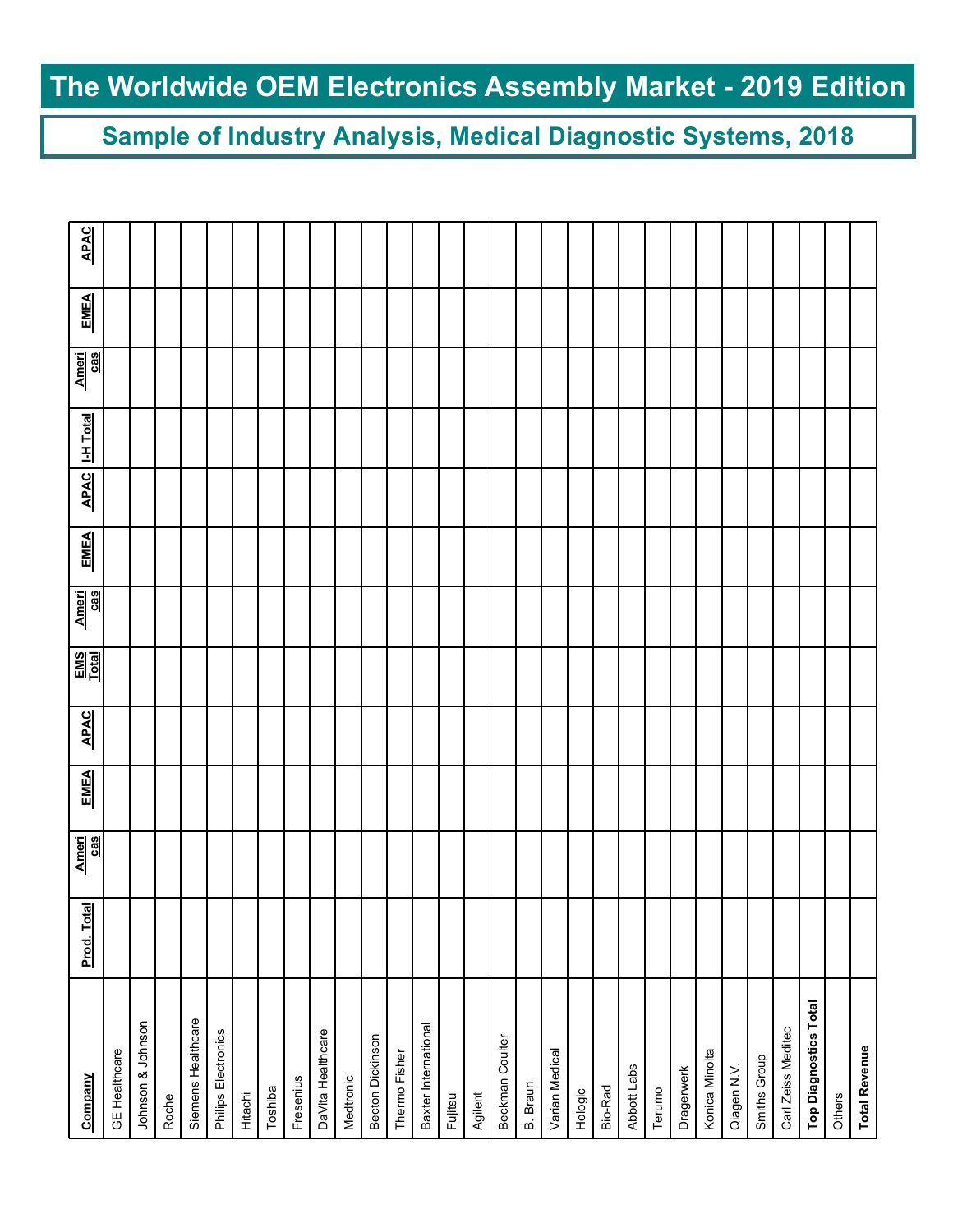# The Worldwide OEM Electronics Assembly Market - 2019 Edition

## Sample of Industry Analysis, Medical Diagnostic Systems, 2018

| Company | Prod. Total | Americas | EMEA | APAC | EMS Total | Americas | EMEA | APAC | I-H Total | Americas | EMEA | APAC |
|---|---|---|---|---|---|---|---|---|---|---|---|---|
| GE Healthcare | | | | | | | | | | | | |
| Johnson & Johnson | | | | | | | | | | | | |
| Roche | | | | | | | | | | | | |
| Siemens Healthcare | | | | | | | | | | | | |
| Philips Electronics | | | | | | | | | | | | |
| Hitachi | | | | | | | | | | | | |
| Toshiba | | | | | | | | | | | | |
| Fresenius | | | | | | | | | | | | |
| DaVita Healthcare | | | | | | | | | | | | |
| Medtronic | | | | | | | | | | | | |
| Becton Dickinson | | | | | | | | | | | | |
| Thermo Fisher | | | | | | | | | | | | |
| Baxter International | | | | | | | | | | | | |
| Fujitsu | | | | | | | | | | | | |
| Agilent | | | | | | | | | | | | |
| Beckman Coulter | | | | | | | | | | | | |
| B. Braun | | | | | | | | | | | | |
| Varian Medical | | | | | | | | | | | | |
| Hologic | | | | | | | | | | | | |
| Bio-Rad | | | | | | | | | | | | |
| Abbott Labs | | | | | | | | | | | | |
| Terumo | | | | | | | | | | | | |
| Dragerwerk | | | | | | | | | | | | |
| Konica Minolta | | | | | | | | | | | | |
| Qiagen N.V. | | | | | | | | | | | | |
| Smiths Group | | | | | | | | | | | | |
| Carl Zeiss Meditec | | | | | | | | | | | | |
| **Top Diagnostics Total** | | | | | | | | | | | | |
| Others | | | | | | | | | | | | |
| **Total Revenue** | | | | | | | | | | | | |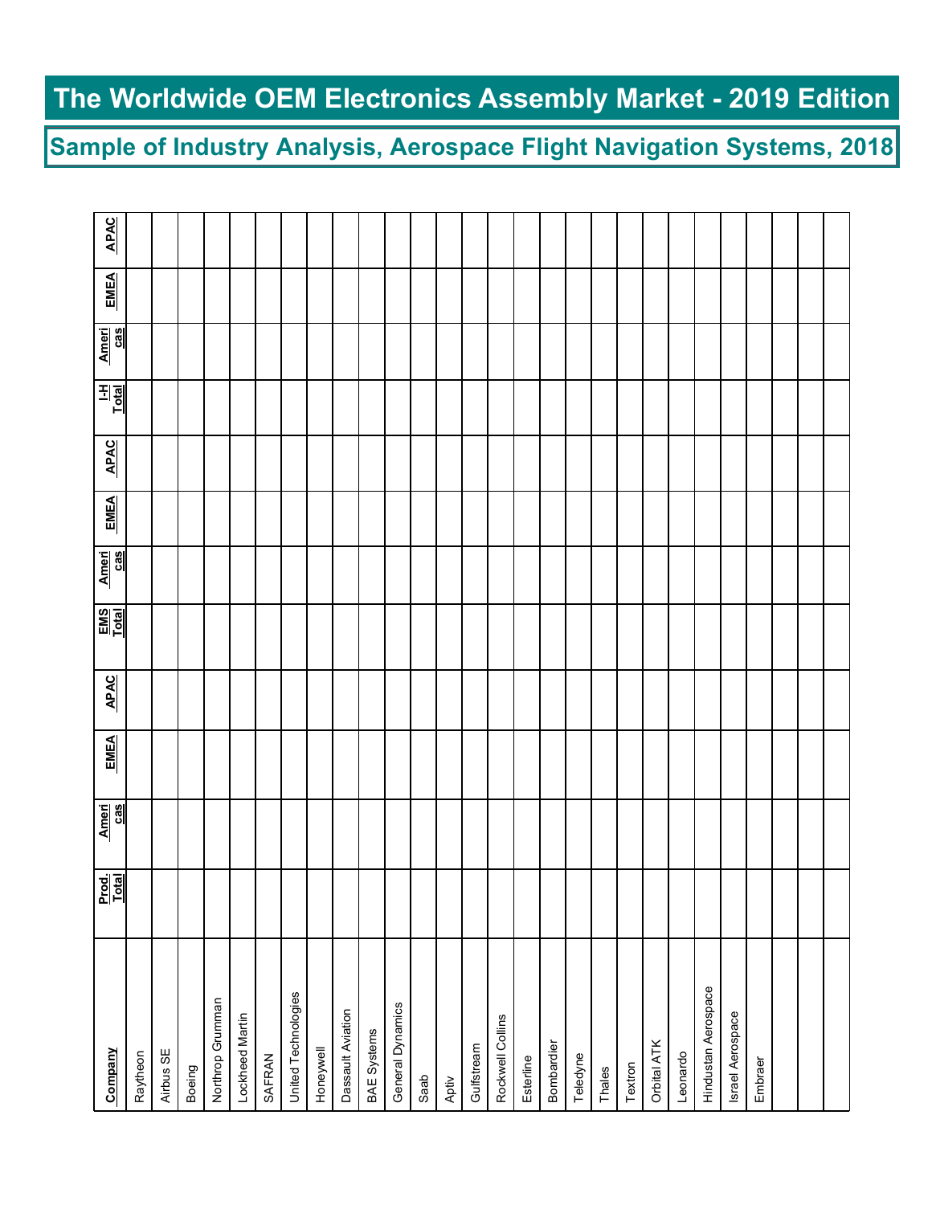# The Worldwide OEM Electronics Assembly Market - 2019 Edition

## Sample of Industry Analysis, Aerospace Flight Navigation Systems, 2018

| Company | Prod. Total | Americas | EMEA | APAC | EMS Total | Americas | EMEA | APAC | I-H Total | Americas | EMEA | APAC |
|---|---|---|---|---|---|---|---|---|---|---|---|---|
| Raytheon | | | | | | | | | | | | |
| Airbus SE | | | | | | | | | | | | |
| Boeing | | | | | | | | | | | | |
| Northrop Grumman | | | | | | | | | | | | |
| Lockheed Martin | | | | | | | | | | | | |
| SAFRAN | | | | | | | | | | | | |
| United Technologies | | | | | | | | | | | | |
| Honeywell | | | | | | | | | | | | |
| Dassault Aviation | | | | | | | | | | | | |
| BAE Systems | | | | | | | | | | | | |
| General Dynamics | | | | | | | | | | | | |
| Saab | | | | | | | | | | | | |
| Aptiv | | | | | | | | | | | | |
| Gulfstream | | | | | | | | | | | | |
| Rockwell Collins | | | | | | | | | | | | |
| Esterline | | | | | | | | | | | | |
| Bombardier | | | | | | | | | | | | |
| Teledyne | | | | | | | | | | | | |
| Thales | | | | | | | | | | | | |
| Textron | | | | | | | | | | | | |
| Orbital ATK | | | | | | | | | | | | |
| Leonardo | | | | | | | | | | | | |
| Hindustan Aerospace | | | | | | | | | | | | |
| Israel Aerospace | | | | | | | | | | | | |
| Embraer | | | | | | | | | | | | |
| | | | | | | | | | | | | |
| | | | | | | | | | | | | |
| | | | | | | | | | | | | |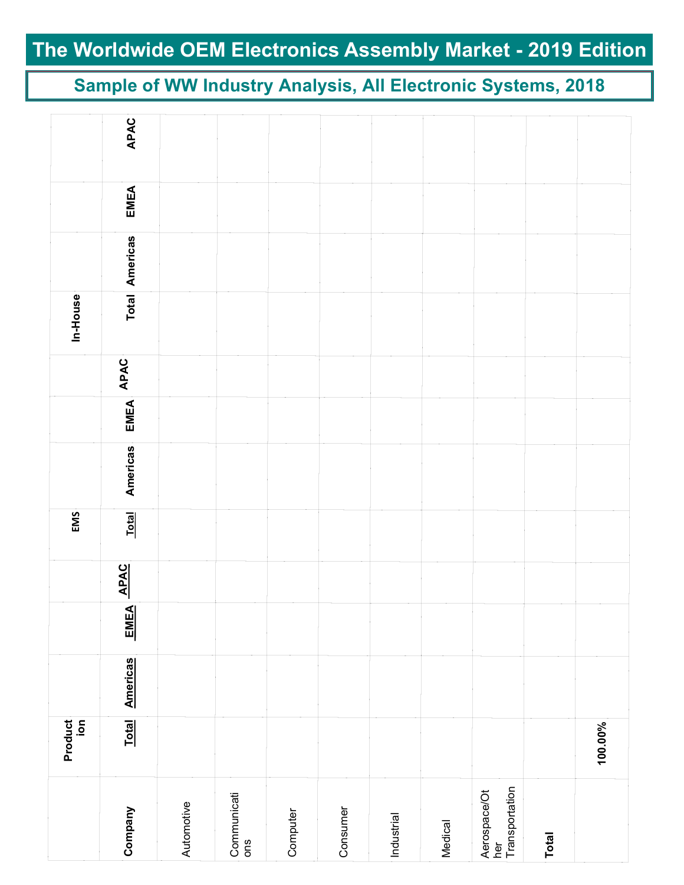# The Worldwide OEM Electronics Assembly Market - 2019 Edition

## Sample of WW Industry Analysis, All Electronic Systems, 2018

| | Production | | | | EMS | | | | In-House | | | |
|---|---|---|---|---|---|---|---|---|---|---|---|---|
| **Company** | **Total** | **Americas** | **EMEA** | **APAC** | **Total** | **Americas** | **EMEA** | **APAC** | **Total** | **Americas** | **EMEA** | **APAC** |
| Automotive | | | | | | | | | | | | |
| Communications | | | | | | | | | | | | |
| Computer | | | | | | | | | | | | |
| Consumer | | | | | | | | | | | | |
| Industrial | | | | | | | | | | | | |
| Medical | | | | | | | | | | | | |
| Aerospace/Other Transportation | | | | | | | | | | | | |
| **Total** | | | | | | | | | | | | |
| | **100.00%** | | | | | | | | | | | |